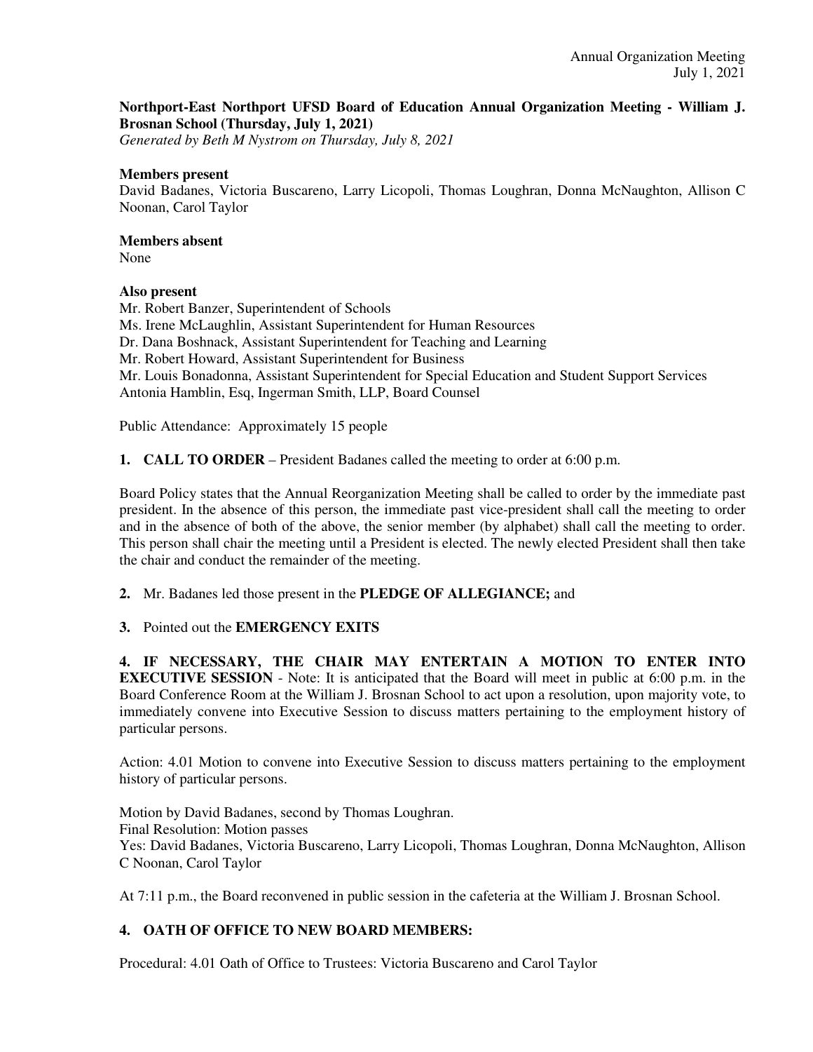**Northport-East Northport UFSD Board of Education Annual Organization Meeting - William J. Brosnan School (Thursday, July 1, 2021)**
*Generated by Beth M Nystrom on Thursday, July 8, 2021*

**Members present**
David Badanes, Victoria Buscareno, Larry Licopoli, Thomas Loughran, Donna McNaughton, Allison C Noonan, Carol Taylor

**Members absent**
None

**Also present**
Mr. Robert Banzer, Superintendent of Schools
Ms. Irene McLaughlin, Assistant Superintendent for Human Resources
Dr. Dana Boshnack, Assistant Superintendent for Teaching and Learning
Mr. Robert Howard, Assistant Superintendent for Business
Mr. Louis Bonadonna, Assistant Superintendent for Special Education and Student Support Services
Antonia Hamblin, Esq, Ingerman Smith, LLP, Board Counsel

Public Attendance: Approximately 15 people

**1. CALL TO ORDER** – President Badanes called the meeting to order at 6:00 p.m.

Board Policy states that the Annual Reorganization Meeting shall be called to order by the immediate past president. In the absence of this person, the immediate past vice-president shall call the meeting to order and in the absence of both of the above, the senior member (by alphabet) shall call the meeting to order. This person shall chair the meeting until a President is elected. The newly elected President shall then take the chair and conduct the remainder of the meeting.

**2.** Mr. Badanes led those present in the **PLEDGE OF ALLEGIANCE;** and

**3.** Pointed out the **EMERGENCY EXITS**

**4. IF NECESSARY, THE CHAIR MAY ENTERTAIN A MOTION TO ENTER INTO EXECUTIVE SESSION** - Note: It is anticipated that the Board will meet in public at 6:00 p.m. in the Board Conference Room at the William J. Brosnan School to act upon a resolution, upon majority vote, to immediately convene into Executive Session to discuss matters pertaining to the employment history of particular persons.

Action: 4.01 Motion to convene into Executive Session to discuss matters pertaining to the employment history of particular persons.

Motion by David Badanes, second by Thomas Loughran.
Final Resolution: Motion passes
Yes: David Badanes, Victoria Buscareno, Larry Licopoli, Thomas Loughran, Donna McNaughton, Allison C Noonan, Carol Taylor

At 7:11 p.m., the Board reconvened in public session in the cafeteria at the William J. Brosnan School.

**4. OATH OF OFFICE TO NEW BOARD MEMBERS:**

Procedural: 4.01 Oath of Office to Trustees: Victoria Buscareno and Carol Taylor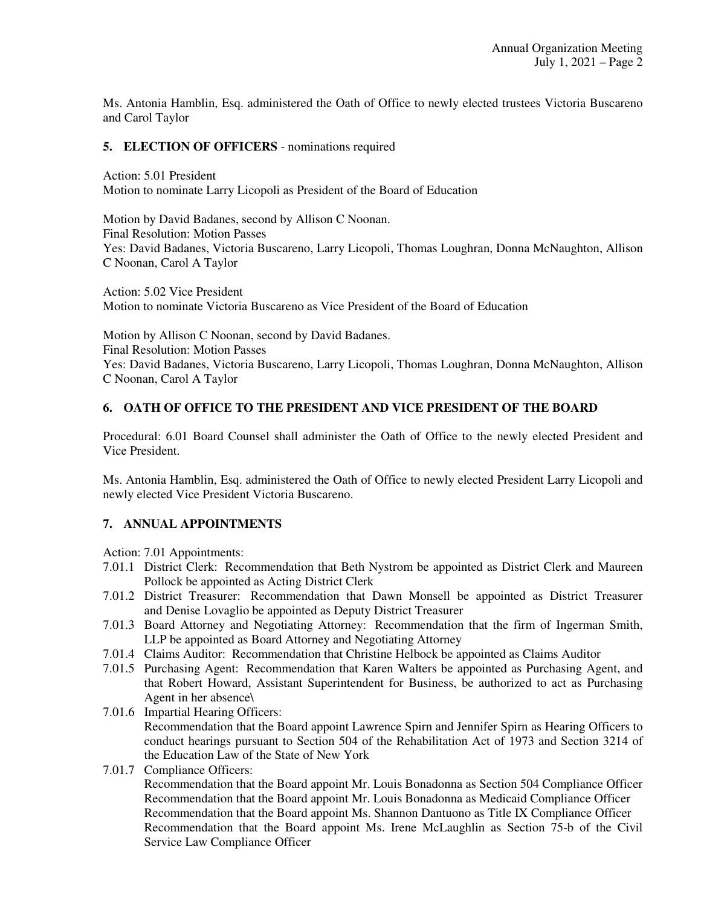Ms. Antonia Hamblin, Esq. administered the Oath of Office to newly elected trustees Victoria Buscareno and Carol Taylor

## 5. ELECTION OF OFFICERS - nominations required

Action: 5.01 President
Motion to nominate Larry Licopoli as President of the Board of Education

Motion by David Badanes, second by Allison C Noonan.
Final Resolution: Motion Passes
Yes: David Badanes, Victoria Buscareno, Larry Licopoli, Thomas Loughran, Donna McNaughton, Allison C Noonan, Carol A Taylor

Action: 5.02 Vice President
Motion to nominate Victoria Buscareno as Vice President of the Board of Education

Motion by Allison C Noonan, second by David Badanes.
Final Resolution: Motion Passes
Yes: David Badanes, Victoria Buscareno, Larry Licopoli, Thomas Loughran, Donna McNaughton, Allison C Noonan, Carol A Taylor

## 6. OATH OF OFFICE TO THE PRESIDENT AND VICE PRESIDENT OF THE BOARD

Procedural: 6.01 Board Counsel shall administer the Oath of Office to the newly elected President and Vice President.

Ms. Antonia Hamblin, Esq. administered the Oath of Office to newly elected President Larry Licopoli and newly elected Vice President Victoria Buscareno.

## 7. ANNUAL APPOINTMENTS

Action: 7.01 Appointments:

7.01.1 District Clerk: Recommendation that Beth Nystrom be appointed as District Clerk and Maureen Pollock be appointed as Acting District Clerk

7.01.2 District Treasurer: Recommendation that Dawn Monsell be appointed as District Treasurer and Denise Lovaglio be appointed as Deputy District Treasurer

7.01.3 Board Attorney and Negotiating Attorney: Recommendation that the firm of Ingerman Smith, LLP be appointed as Board Attorney and Negotiating Attorney

7.01.4 Claims Auditor: Recommendation that Christine Helbock be appointed as Claims Auditor

7.01.5 Purchasing Agent: Recommendation that Karen Walters be appointed as Purchasing Agent, and that Robert Howard, Assistant Superintendent for Business, be authorized to act as Purchasing Agent in her absence\

7.01.6 Impartial Hearing Officers:
Recommendation that the Board appoint Lawrence Spirn and Jennifer Spirn as Hearing Officers to conduct hearings pursuant to Section 504 of the Rehabilitation Act of 1973 and Section 3214 of the Education Law of the State of New York

7.01.7 Compliance Officers:
Recommendation that the Board appoint Mr. Louis Bonadonna as Section 504 Compliance Officer
Recommendation that the Board appoint Mr. Louis Bonadonna as Medicaid Compliance Officer
Recommendation that the Board appoint Ms. Shannon Dantuono as Title IX Compliance Officer
Recommendation that the Board appoint Ms. Irene McLaughlin as Section 75-b of the Civil Service Law Compliance Officer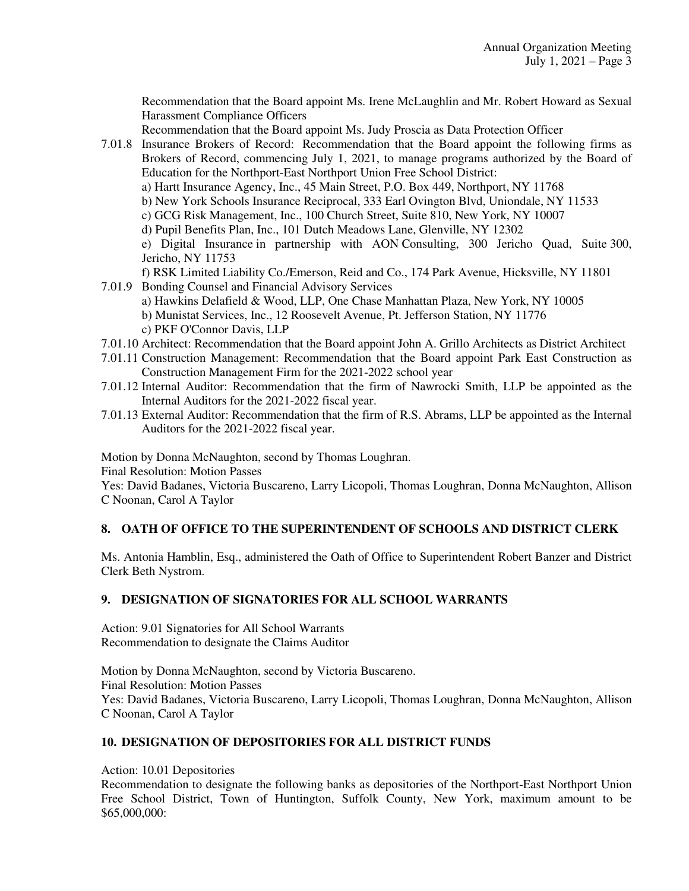Recommendation that the Board appoint Ms. Irene McLaughlin and Mr. Robert Howard as Sexual Harassment Compliance Officers

Recommendation that the Board appoint Ms. Judy Proscia as Data Protection Officer

7.01.8 Insurance Brokers of Record: Recommendation that the Board appoint the following firms as Brokers of Record, commencing July 1, 2021, to manage programs authorized by the Board of Education for the Northport-East Northport Union Free School District:

a) Hartt Insurance Agency, Inc., 45 Main Street, P.O. Box 449, Northport, NY 11768

b) New York Schools Insurance Reciprocal, 333 Earl Ovington Blvd, Uniondale, NY 11533

c) GCG Risk Management, Inc., 100 Church Street, Suite 810, New York, NY 10007

d) Pupil Benefits Plan, Inc., 101 Dutch Meadows Lane, Glenville, NY 12302

e) Digital Insurance in partnership with AON Consulting, 300 Jericho Quad, Suite 300, Jericho, NY 11753

f) RSK Limited Liability Co./Emerson, Reid and Co., 174 Park Avenue, Hicksville, NY 11801

7.01.9 Bonding Counsel and Financial Advisory Services

a) Hawkins Delafield & Wood, LLP, One Chase Manhattan Plaza, New York, NY 10005

b) Munistat Services, Inc., 12 Roosevelt Avenue, Pt. Jefferson Station, NY 11776

c) PKF O'Connor Davis, LLP

7.01.10 Architect: Recommendation that the Board appoint John A. Grillo Architects as District Architect

7.01.11 Construction Management: Recommendation that the Board appoint Park East Construction as Construction Management Firm for the 2021-2022 school year

7.01.12 Internal Auditor: Recommendation that the firm of Nawrocki Smith, LLP be appointed as the Internal Auditors for the 2021-2022 fiscal year.

7.01.13 External Auditor: Recommendation that the firm of R.S. Abrams, LLP be appointed as the Internal Auditors for the 2021-2022 fiscal year.

Motion by Donna McNaughton, second by Thomas Loughran.

Final Resolution: Motion Passes

Yes: David Badanes, Victoria Buscareno, Larry Licopoli, Thomas Loughran, Donna McNaughton, Allison C Noonan, Carol A Taylor

## 8. OATH OF OFFICE TO THE SUPERINTENDENT OF SCHOOLS AND DISTRICT CLERK

Ms. Antonia Hamblin, Esq., administered the Oath of Office to Superintendent Robert Banzer and District Clerk Beth Nystrom.

## 9. DESIGNATION OF SIGNATORIES FOR ALL SCHOOL WARRANTS

Action: 9.01 Signatories for All School Warrants

Recommendation to designate the Claims Auditor

Motion by Donna McNaughton, second by Victoria Buscareno.

Final Resolution: Motion Passes

Yes: David Badanes, Victoria Buscareno, Larry Licopoli, Thomas Loughran, Donna McNaughton, Allison C Noonan, Carol A Taylor

## 10. DESIGNATION OF DEPOSITORIES FOR ALL DISTRICT FUNDS

Action: 10.01 Depositories

Recommendation to designate the following banks as depositories of the Northport-East Northport Union Free School District, Town of Huntington, Suffolk County, New York, maximum amount to be $65,000,000: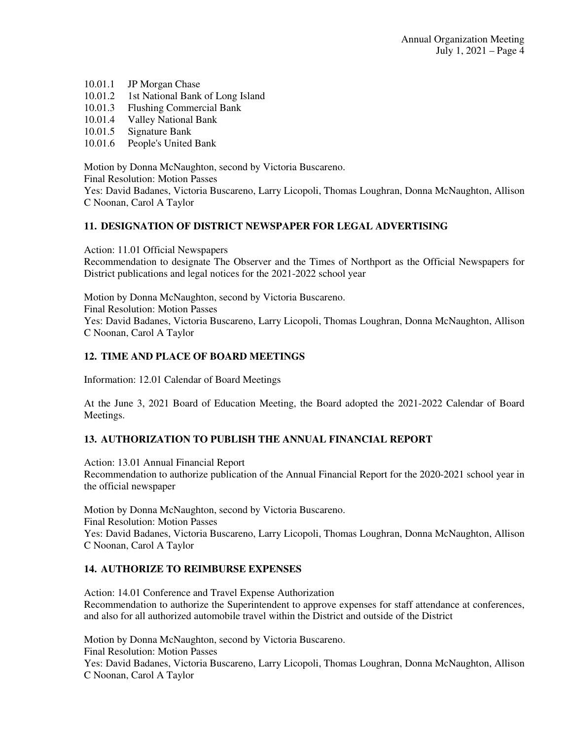- 10.01.1 JP Morgan Chase
- 10.01.2 1st National Bank of Long Island
- 10.01.3 Flushing Commercial Bank
- 10.01.4 Valley National Bank
- 10.01.5 Signature Bank
- 10.01.6 People's United Bank

Motion by Donna McNaughton, second by Victoria Buscareno.
Final Resolution: Motion Passes
Yes: David Badanes, Victoria Buscareno, Larry Licopoli, Thomas Loughran, Donna McNaughton, Allison C Noonan, Carol A Taylor

## 11. DESIGNATION OF DISTRICT NEWSPAPER FOR LEGAL ADVERTISING

Action: 11.01 Official Newspapers
Recommendation to designate The Observer and the Times of Northport as the Official Newspapers for District publications and legal notices for the 2021-2022 school year

Motion by Donna McNaughton, second by Victoria Buscareno.
Final Resolution: Motion Passes
Yes: David Badanes, Victoria Buscareno, Larry Licopoli, Thomas Loughran, Donna McNaughton, Allison C Noonan, Carol A Taylor

## 12. TIME AND PLACE OF BOARD MEETINGS

Information: 12.01 Calendar of Board Meetings

At the June 3, 2021 Board of Education Meeting, the Board adopted the 2021-2022 Calendar of Board Meetings.

## 13. AUTHORIZATION TO PUBLISH THE ANNUAL FINANCIAL REPORT

Action: 13.01 Annual Financial Report
Recommendation to authorize publication of the Annual Financial Report for the 2020-2021 school year in the official newspaper

Motion by Donna McNaughton, second by Victoria Buscareno.
Final Resolution: Motion Passes
Yes: David Badanes, Victoria Buscareno, Larry Licopoli, Thomas Loughran, Donna McNaughton, Allison C Noonan, Carol A Taylor

## 14. AUTHORIZE TO REIMBURSE EXPENSES

Action: 14.01 Conference and Travel Expense Authorization
Recommendation to authorize the Superintendent to approve expenses for staff attendance at conferences, and also for all authorized automobile travel within the District and outside of the District

Motion by Donna McNaughton, second by Victoria Buscareno.
Final Resolution: Motion Passes
Yes: David Badanes, Victoria Buscareno, Larry Licopoli, Thomas Loughran, Donna McNaughton, Allison C Noonan, Carol A Taylor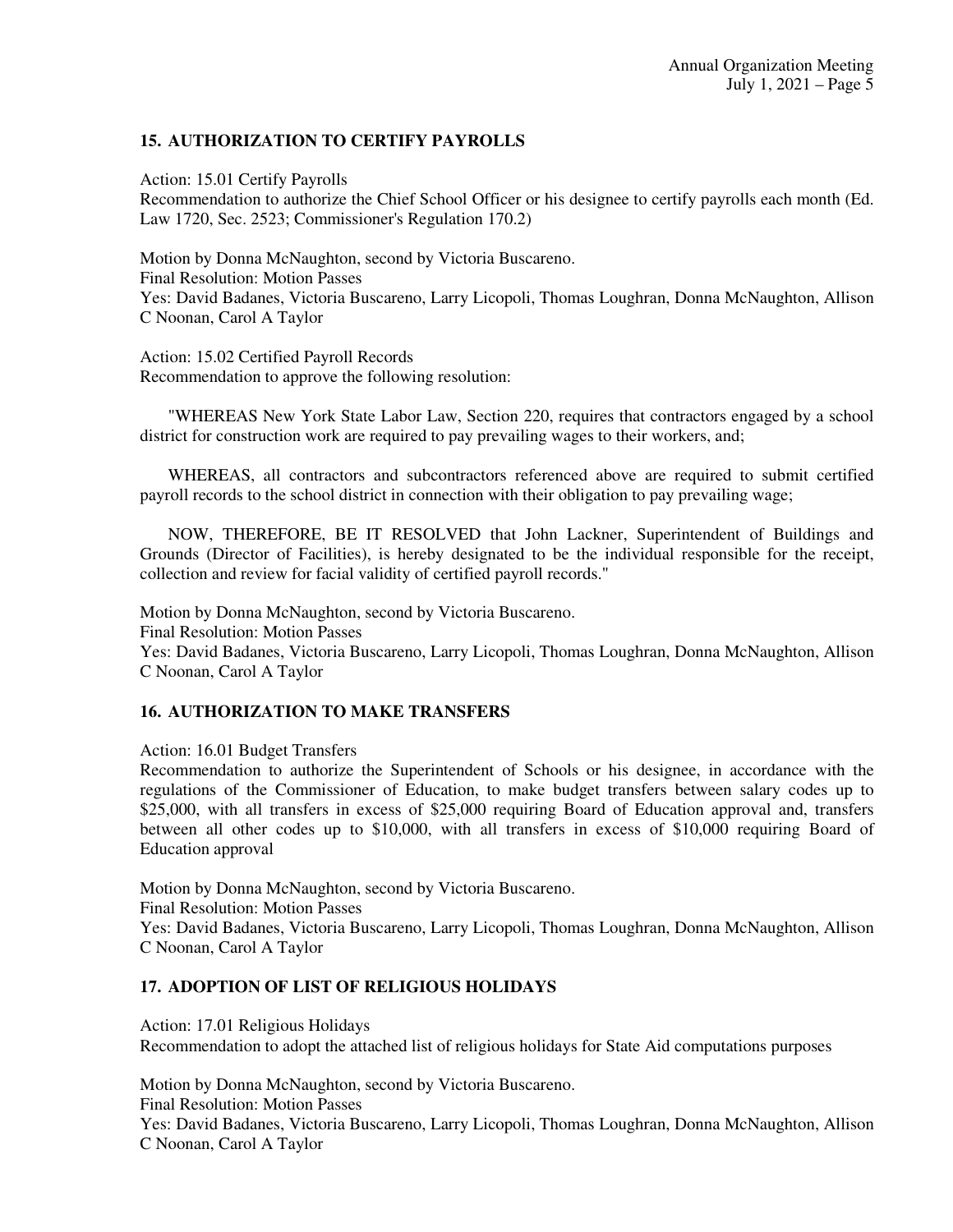## 15. AUTHORIZATION TO CERTIFY PAYROLLS

Action: 15.01 Certify Payrolls
Recommendation to authorize the Chief School Officer or his designee to certify payrolls each month (Ed. Law 1720, Sec. 2523; Commissioner's Regulation 170.2)

Motion by Donna McNaughton, second by Victoria Buscareno.
Final Resolution: Motion Passes
Yes: David Badanes, Victoria Buscareno, Larry Licopoli, Thomas Loughran, Donna McNaughton, Allison C Noonan, Carol A Taylor

Action: 15.02 Certified Payroll Records
Recommendation to approve the following resolution:

"WHEREAS New York State Labor Law, Section 220, requires that contractors engaged by a school district for construction work are required to pay prevailing wages to their workers, and;

WHEREAS, all contractors and subcontractors referenced above are required to submit certified payroll records to the school district in connection with their obligation to pay prevailing wage;

NOW, THEREFORE, BE IT RESOLVED that John Lackner, Superintendent of Buildings and Grounds (Director of Facilities), is hereby designated to be the individual responsible for the receipt, collection and review for facial validity of certified payroll records."

Motion by Donna McNaughton, second by Victoria Buscareno.
Final Resolution: Motion Passes
Yes: David Badanes, Victoria Buscareno, Larry Licopoli, Thomas Loughran, Donna McNaughton, Allison C Noonan, Carol A Taylor

## 16. AUTHORIZATION TO MAKE TRANSFERS

Action: 16.01 Budget Transfers
Recommendation to authorize the Superintendent of Schools or his designee, in accordance with the regulations of the Commissioner of Education, to make budget transfers between salary codes up to $25,000, with all transfers in excess of $25,000 requiring Board of Education approval and, transfers between all other codes up to $10,000, with all transfers in excess of $10,000 requiring Board of Education approval

Motion by Donna McNaughton, second by Victoria Buscareno.
Final Resolution: Motion Passes
Yes: David Badanes, Victoria Buscareno, Larry Licopoli, Thomas Loughran, Donna McNaughton, Allison C Noonan, Carol A Taylor

## 17. ADOPTION OF LIST OF RELIGIOUS HOLIDAYS

Action: 17.01 Religious Holidays
Recommendation to adopt the attached list of religious holidays for State Aid computations purposes

Motion by Donna McNaughton, second by Victoria Buscareno.
Final Resolution: Motion Passes
Yes: David Badanes, Victoria Buscareno, Larry Licopoli, Thomas Loughran, Donna McNaughton, Allison C Noonan, Carol A Taylor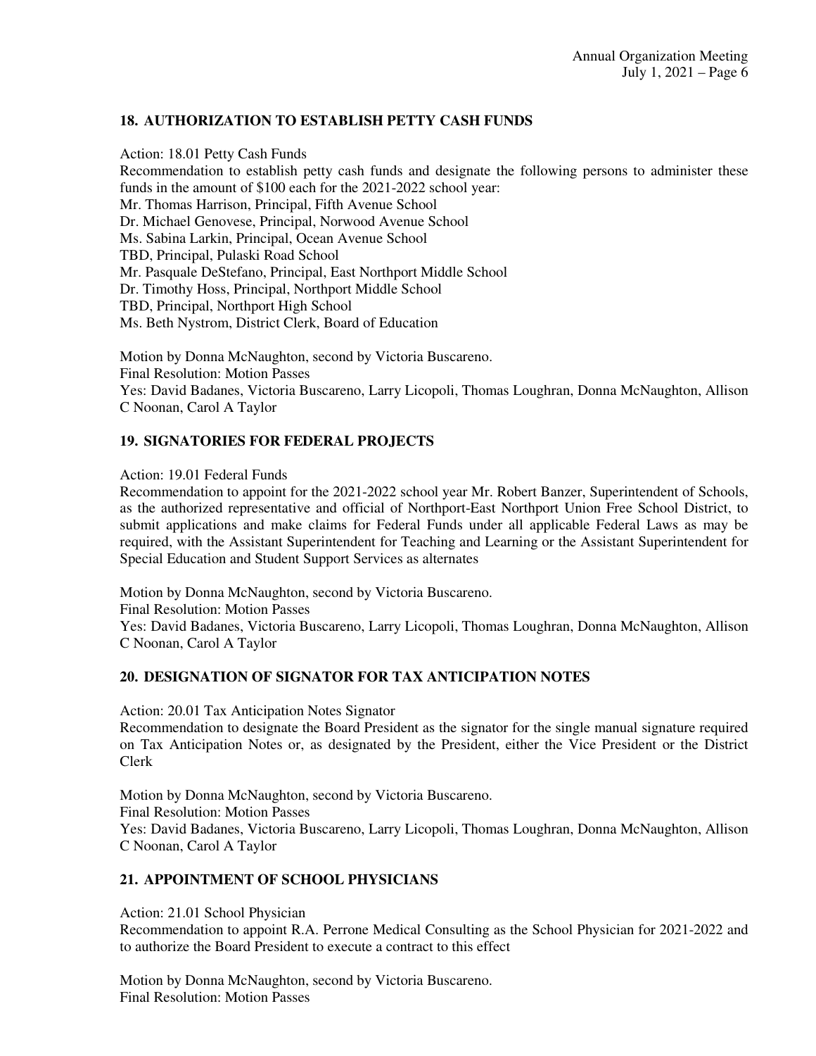## 18. AUTHORIZATION TO ESTABLISH PETTY CASH FUNDS

Action: 18.01 Petty Cash Funds

Recommendation to establish petty cash funds and designate the following persons to administer these funds in the amount of $100 each for the 2021-2022 school year:

Mr. Thomas Harrison, Principal, Fifth Avenue School
Dr. Michael Genovese, Principal, Norwood Avenue School
Ms. Sabina Larkin, Principal, Ocean Avenue School
TBD, Principal, Pulaski Road School
Mr. Pasquale DeStefano, Principal, East Northport Middle School
Dr. Timothy Hoss, Principal, Northport Middle School
TBD, Principal, Northport High School
Ms. Beth Nystrom, District Clerk, Board of Education

Motion by Donna McNaughton, second by Victoria Buscareno.
Final Resolution: Motion Passes
Yes: David Badanes, Victoria Buscareno, Larry Licopoli, Thomas Loughran, Donna McNaughton, Allison C Noonan, Carol A Taylor

## 19. SIGNATORIES FOR FEDERAL PROJECTS

Action: 19.01 Federal Funds

Recommendation to appoint for the 2021-2022 school year Mr. Robert Banzer, Superintendent of Schools, as the authorized representative and official of Northport-East Northport Union Free School District, to submit applications and make claims for Federal Funds under all applicable Federal Laws as may be required, with the Assistant Superintendent for Teaching and Learning or the Assistant Superintendent for Special Education and Student Support Services as alternates

Motion by Donna McNaughton, second by Victoria Buscareno.
Final Resolution: Motion Passes
Yes: David Badanes, Victoria Buscareno, Larry Licopoli, Thomas Loughran, Donna McNaughton, Allison C Noonan, Carol A Taylor

## 20. DESIGNATION OF SIGNATOR FOR TAX ANTICIPATION NOTES

Action: 20.01 Tax Anticipation Notes Signator

Recommendation to designate the Board President as the signator for the single manual signature required on Tax Anticipation Notes or, as designated by the President, either the Vice President or the District Clerk

Motion by Donna McNaughton, second by Victoria Buscareno.
Final Resolution: Motion Passes
Yes: David Badanes, Victoria Buscareno, Larry Licopoli, Thomas Loughran, Donna McNaughton, Allison C Noonan, Carol A Taylor

## 21. APPOINTMENT OF SCHOOL PHYSICIANS

Action: 21.01 School Physician

Recommendation to appoint R.A. Perrone Medical Consulting as the School Physician for 2021-2022 and to authorize the Board President to execute a contract to this effect

Motion by Donna McNaughton, second by Victoria Buscareno.
Final Resolution: Motion Passes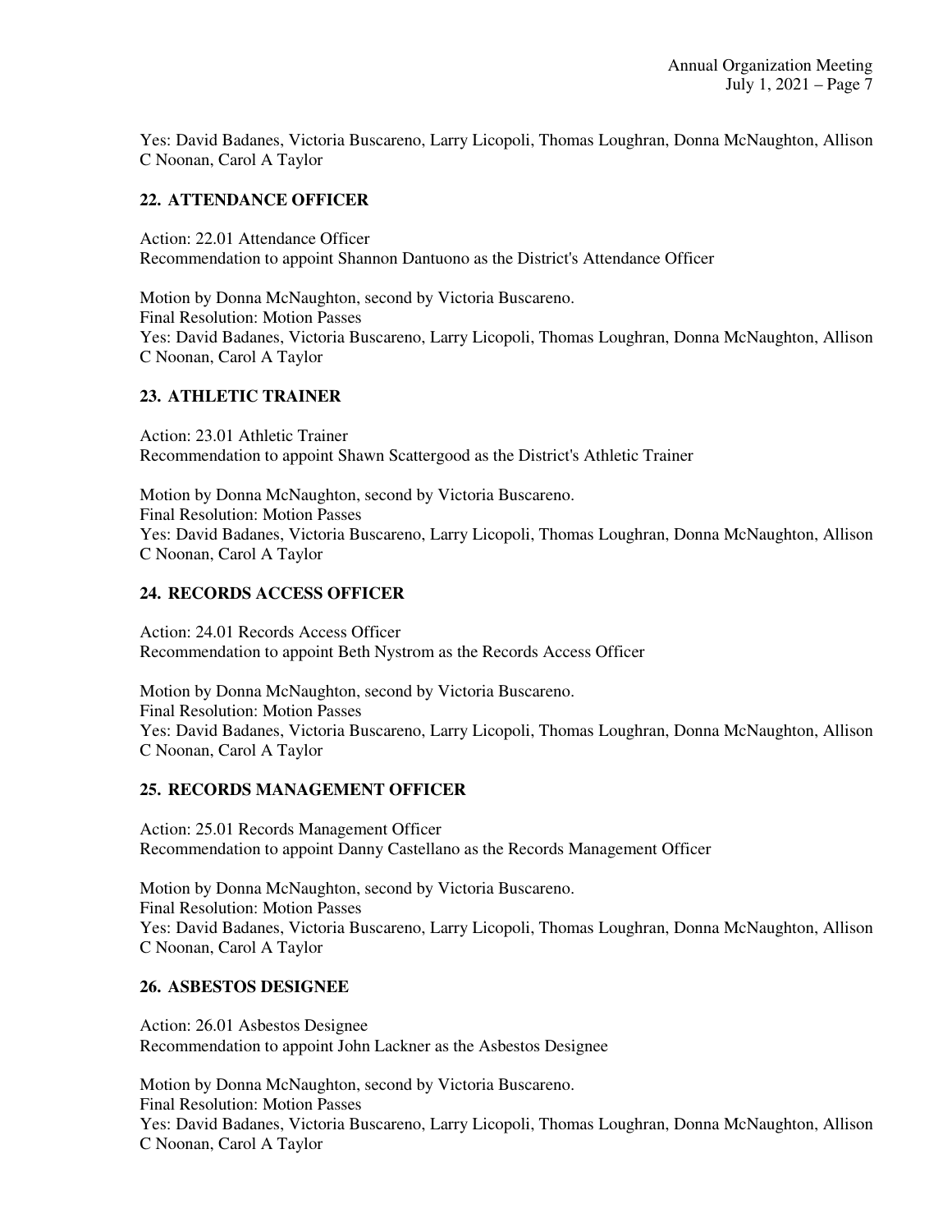Yes: David Badanes, Victoria Buscareno, Larry Licopoli, Thomas Loughran, Donna McNaughton, Allison C Noonan, Carol A Taylor

## 22. ATTENDANCE OFFICER

Action: 22.01 Attendance Officer
Recommendation to appoint Shannon Dantuono as the District's Attendance Officer

Motion by Donna McNaughton, second by Victoria Buscareno.
Final Resolution: Motion Passes
Yes: David Badanes, Victoria Buscareno, Larry Licopoli, Thomas Loughran, Donna McNaughton, Allison C Noonan, Carol A Taylor

## 23. ATHLETIC TRAINER

Action: 23.01 Athletic Trainer
Recommendation to appoint Shawn Scattergood as the District's Athletic Trainer

Motion by Donna McNaughton, second by Victoria Buscareno.
Final Resolution: Motion Passes
Yes: David Badanes, Victoria Buscareno, Larry Licopoli, Thomas Loughran, Donna McNaughton, Allison C Noonan, Carol A Taylor

## 24. RECORDS ACCESS OFFICER

Action: 24.01 Records Access Officer
Recommendation to appoint Beth Nystrom as the Records Access Officer

Motion by Donna McNaughton, second by Victoria Buscareno.
Final Resolution: Motion Passes
Yes: David Badanes, Victoria Buscareno, Larry Licopoli, Thomas Loughran, Donna McNaughton, Allison C Noonan, Carol A Taylor

## 25. RECORDS MANAGEMENT OFFICER

Action: 25.01 Records Management Officer
Recommendation to appoint Danny Castellano as the Records Management Officer

Motion by Donna McNaughton, second by Victoria Buscareno.
Final Resolution: Motion Passes
Yes: David Badanes, Victoria Buscareno, Larry Licopoli, Thomas Loughran, Donna McNaughton, Allison C Noonan, Carol A Taylor

## 26. ASBESTOS DESIGNEE

Action: 26.01 Asbestos Designee
Recommendation to appoint John Lackner as the Asbestos Designee

Motion by Donna McNaughton, second by Victoria Buscareno.
Final Resolution: Motion Passes
Yes: David Badanes, Victoria Buscareno, Larry Licopoli, Thomas Loughran, Donna McNaughton, Allison C Noonan, Carol A Taylor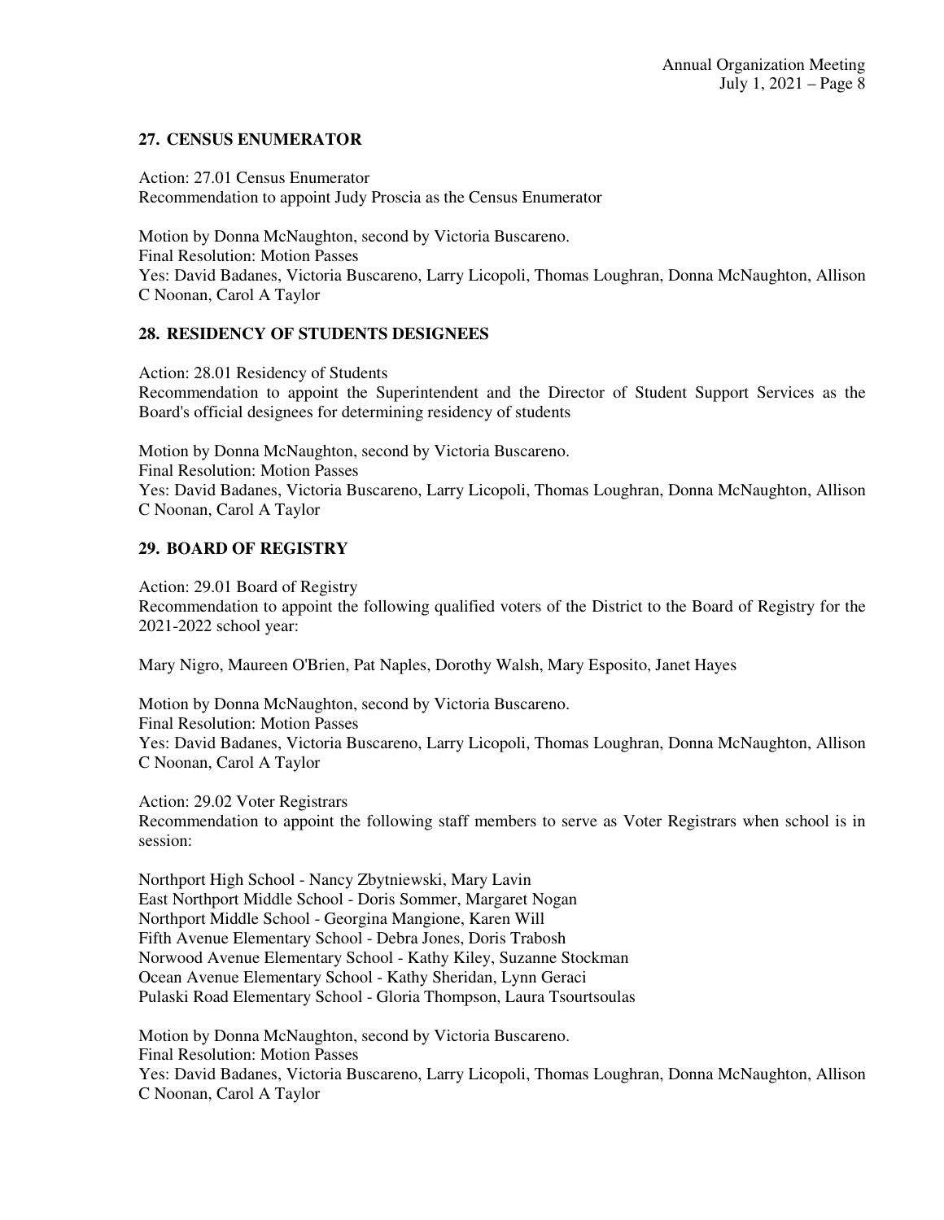## 27. CENSUS ENUMERATOR

Action: 27.01 Census Enumerator
Recommendation to appoint Judy Proscia as the Census Enumerator

Motion by Donna McNaughton, second by Victoria Buscareno.
Final Resolution: Motion Passes
Yes: David Badanes, Victoria Buscareno, Larry Licopoli, Thomas Loughran, Donna McNaughton, Allison C Noonan, Carol A Taylor

## 28. RESIDENCY OF STUDENTS DESIGNEES

Action: 28.01 Residency of Students
Recommendation to appoint the Superintendent and the Director of Student Support Services as the Board's official designees for determining residency of students

Motion by Donna McNaughton, second by Victoria Buscareno.
Final Resolution: Motion Passes
Yes: David Badanes, Victoria Buscareno, Larry Licopoli, Thomas Loughran, Donna McNaughton, Allison C Noonan, Carol A Taylor

## 29. BOARD OF REGISTRY

Action: 29.01 Board of Registry
Recommendation to appoint the following qualified voters of the District to the Board of Registry for the 2021-2022 school year:

Mary Nigro, Maureen O'Brien, Pat Naples, Dorothy Walsh, Mary Esposito, Janet Hayes

Motion by Donna McNaughton, second by Victoria Buscareno.
Final Resolution: Motion Passes
Yes: David Badanes, Victoria Buscareno, Larry Licopoli, Thomas Loughran, Donna McNaughton, Allison C Noonan, Carol A Taylor

Action: 29.02 Voter Registrars
Recommendation to appoint the following staff members to serve as Voter Registrars when school is in session:

Northport High School - Nancy Zbytniewski, Mary Lavin
East Northport Middle School - Doris Sommer, Margaret Nogan
Northport Middle School - Georgina Mangione, Karen Will
Fifth Avenue Elementary School - Debra Jones, Doris Trabosh
Norwood Avenue Elementary School - Kathy Kiley, Suzanne Stockman
Ocean Avenue Elementary School - Kathy Sheridan, Lynn Geraci
Pulaski Road Elementary School - Gloria Thompson, Laura Tsourtsoulas

Motion by Donna McNaughton, second by Victoria Buscareno.
Final Resolution: Motion Passes
Yes: David Badanes, Victoria Buscareno, Larry Licopoli, Thomas Loughran, Donna McNaughton, Allison C Noonan, Carol A Taylor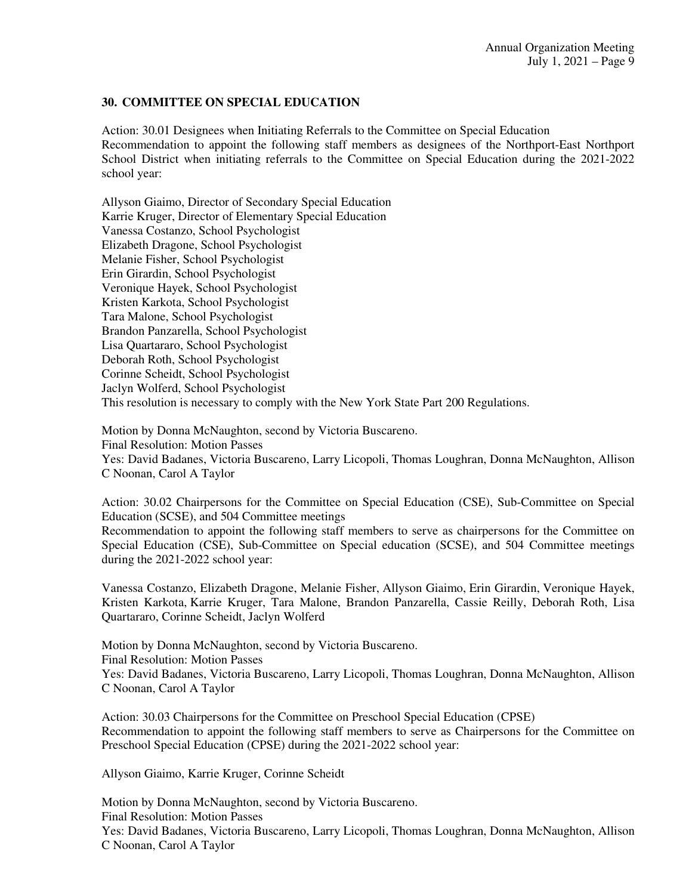## 30. COMMITTEE ON SPECIAL EDUCATION

Action: 30.01 Designees when Initiating Referrals to the Committee on Special Education
Recommendation to appoint the following staff members as designees of the Northport-East Northport School District when initiating referrals to the Committee on Special Education during the 2021-2022 school year:

Allyson Giaimo, Director of Secondary Special Education
Karrie Kruger, Director of Elementary Special Education
Vanessa Costanzo, School Psychologist
Elizabeth Dragone, School Psychologist
Melanie Fisher, School Psychologist
Erin Girardin, School Psychologist
Veronique Hayek, School Psychologist
Kristen Karkota, School Psychologist
Tara Malone, School Psychologist
Brandon Panzarella, School Psychologist
Lisa Quartararo, School Psychologist
Deborah Roth, School Psychologist
Corinne Scheidt, School Psychologist
Jaclyn Wolferd, School Psychologist
This resolution is necessary to comply with the New York State Part 200 Regulations.

Motion by Donna McNaughton, second by Victoria Buscareno.
Final Resolution: Motion Passes
Yes: David Badanes, Victoria Buscareno, Larry Licopoli, Thomas Loughran, Donna McNaughton, Allison C Noonan, Carol A Taylor

Action: 30.02 Chairpersons for the Committee on Special Education (CSE), Sub-Committee on Special Education (SCSE), and 504 Committee meetings
Recommendation to appoint the following staff members to serve as chairpersons for the Committee on Special Education (CSE), Sub-Committee on Special education (SCSE), and 504 Committee meetings during the 2021-2022 school year:

Vanessa Costanzo, Elizabeth Dragone, Melanie Fisher, Allyson Giaimo, Erin Girardin, Veronique Hayek, Kristen Karkota, Karrie Kruger, Tara Malone, Brandon Panzarella, Cassie Reilly, Deborah Roth, Lisa Quartararo, Corinne Scheidt, Jaclyn Wolferd

Motion by Donna McNaughton, second by Victoria Buscareno.
Final Resolution: Motion Passes
Yes: David Badanes, Victoria Buscareno, Larry Licopoli, Thomas Loughran, Donna McNaughton, Allison C Noonan, Carol A Taylor

Action: 30.03 Chairpersons for the Committee on Preschool Special Education (CPSE)
Recommendation to appoint the following staff members to serve as Chairpersons for the Committee on Preschool Special Education (CPSE) during the 2021-2022 school year:

Allyson Giaimo, Karrie Kruger, Corinne Scheidt

Motion by Donna McNaughton, second by Victoria Buscareno.
Final Resolution: Motion Passes
Yes: David Badanes, Victoria Buscareno, Larry Licopoli, Thomas Loughran, Donna McNaughton, Allison C Noonan, Carol A Taylor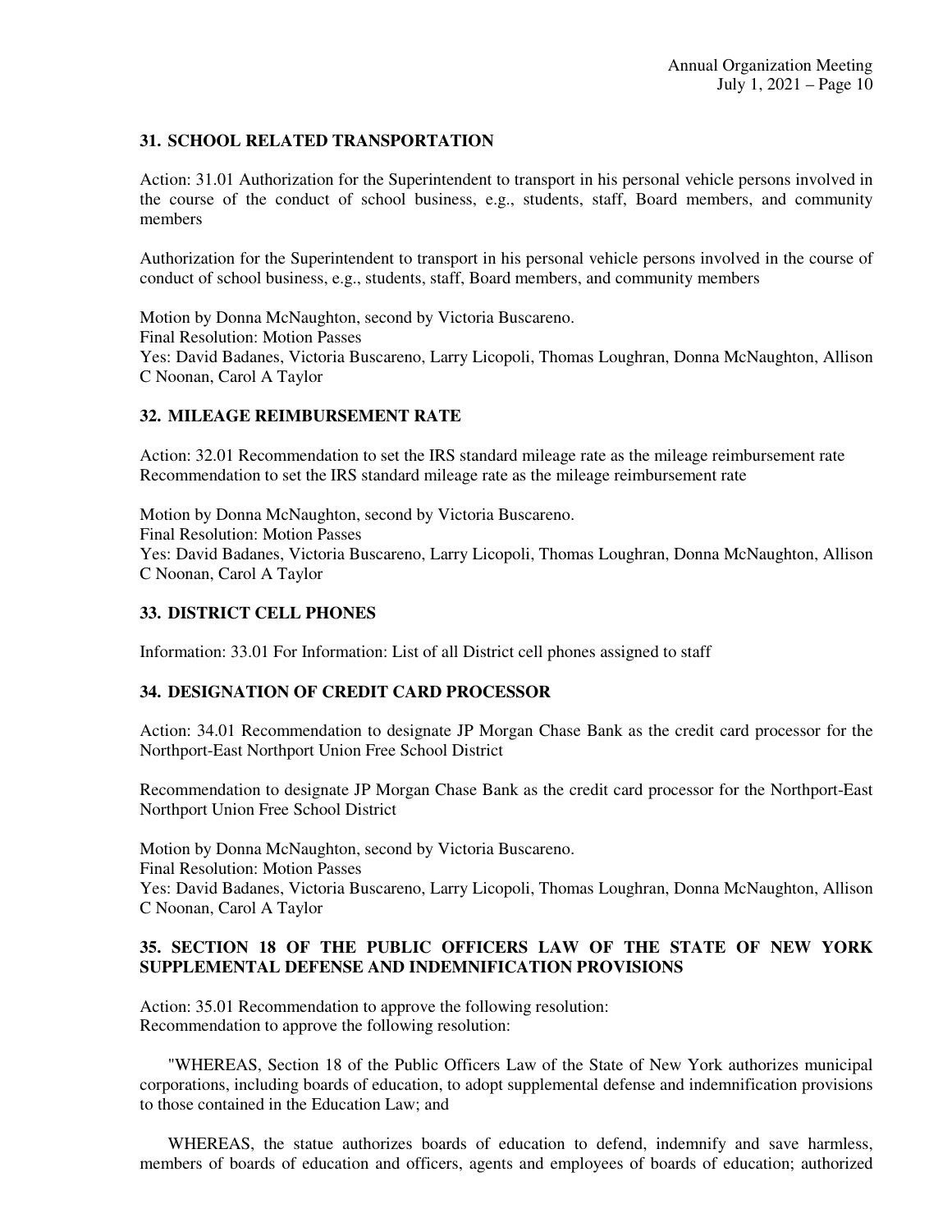### 31. SCHOOL RELATED TRANSPORTATION

Action: 31.01 Authorization for the Superintendent to transport in his personal vehicle persons involved in the course of the conduct of school business, e.g., students, staff, Board members, and community members

Authorization for the Superintendent to transport in his personal vehicle persons involved in the course of conduct of school business, e.g., students, staff, Board members, and community members

Motion by Donna McNaughton, second by Victoria Buscareno.
Final Resolution: Motion Passes
Yes: David Badanes, Victoria Buscareno, Larry Licopoli, Thomas Loughran, Donna McNaughton, Allison C Noonan, Carol A Taylor

### 32. MILEAGE REIMBURSEMENT RATE

Action: 32.01 Recommendation to set the IRS standard mileage rate as the mileage reimbursement rate
Recommendation to set the IRS standard mileage rate as the mileage reimbursement rate

Motion by Donna McNaughton, second by Victoria Buscareno.
Final Resolution: Motion Passes
Yes: David Badanes, Victoria Buscareno, Larry Licopoli, Thomas Loughran, Donna McNaughton, Allison C Noonan, Carol A Taylor

### 33. DISTRICT CELL PHONES

Information: 33.01 For Information: List of all District cell phones assigned to staff

### 34. DESIGNATION OF CREDIT CARD PROCESSOR

Action: 34.01 Recommendation to designate JP Morgan Chase Bank as the credit card processor for the Northport-East Northport Union Free School District

Recommendation to designate JP Morgan Chase Bank as the credit card processor for the Northport-East Northport Union Free School District

Motion by Donna McNaughton, second by Victoria Buscareno.
Final Resolution: Motion Passes
Yes: David Badanes, Victoria Buscareno, Larry Licopoli, Thomas Loughran, Donna McNaughton, Allison C Noonan, Carol A Taylor

### 35. SECTION 18 OF THE PUBLIC OFFICERS LAW OF THE STATE OF NEW YORK SUPPLEMENTAL DEFENSE AND INDEMNIFICATION PROVISIONS

Action: 35.01 Recommendation to approve the following resolution:
Recommendation to approve the following resolution:

"WHEREAS, Section 18 of the Public Officers Law of the State of New York authorizes municipal corporations, including boards of education, to adopt supplemental defense and indemnification provisions to those contained in the Education Law; and

WHEREAS, the statue authorizes boards of education to defend, indemnify and save harmless, members of boards of education and officers, agents and employees of boards of education; authorized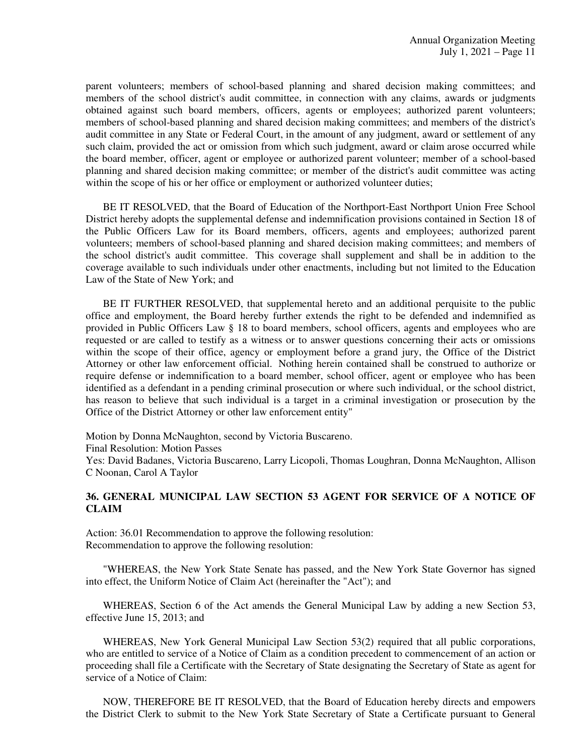parent volunteers; members of school-based planning and shared decision making committees; and members of the school district's audit committee, in connection with any claims, awards or judgments obtained against such board members, officers, agents or employees; authorized parent volunteers; members of school-based planning and shared decision making committees; and members of the district's audit committee in any State or Federal Court, in the amount of any judgment, award or settlement of any such claim, provided the act or omission from which such judgment, award or claim arose occurred while the board member, officer, agent or employee or authorized parent volunteer; member of a school-based planning and shared decision making committee; or member of the district's audit committee was acting within the scope of his or her office or employment or authorized volunteer duties;

BE IT RESOLVED, that the Board of Education of the Northport-East Northport Union Free School District hereby adopts the supplemental defense and indemnification provisions contained in Section 18 of the Public Officers Law for its Board members, officers, agents and employees; authorized parent volunteers; members of school-based planning and shared decision making committees; and members of the school district's audit committee. This coverage shall supplement and shall be in addition to the coverage available to such individuals under other enactments, including but not limited to the Education Law of the State of New York; and

BE IT FURTHER RESOLVED, that supplemental hereto and an additional perquisite to the public office and employment, the Board hereby further extends the right to be defended and indemnified as provided in Public Officers Law § 18 to board members, school officers, agents and employees who are requested or are called to testify as a witness or to answer questions concerning their acts or omissions within the scope of their office, agency or employment before a grand jury, the Office of the District Attorney or other law enforcement official. Nothing herein contained shall be construed to authorize or require defense or indemnification to a board member, school officer, agent or employee who has been identified as a defendant in a pending criminal prosecution or where such individual, or the school district, has reason to believe that such individual is a target in a criminal investigation or prosecution by the Office of the District Attorney or other law enforcement entity"

Motion by Donna McNaughton, second by Victoria Buscareno.
Final Resolution: Motion Passes
Yes: David Badanes, Victoria Buscareno, Larry Licopoli, Thomas Loughran, Donna McNaughton, Allison C Noonan, Carol A Taylor

### 36. GENERAL MUNICIPAL LAW SECTION 53 AGENT FOR SERVICE OF A NOTICE OF CLAIM

Action: 36.01 Recommendation to approve the following resolution:
Recommendation to approve the following resolution:

"WHEREAS, the New York State Senate has passed, and the New York State Governor has signed into effect, the Uniform Notice of Claim Act (hereinafter the "Act"); and

WHEREAS, Section 6 of the Act amends the General Municipal Law by adding a new Section 53, effective June 15, 2013; and

WHEREAS, New York General Municipal Law Section 53(2) required that all public corporations, who are entitled to service of a Notice of Claim as a condition precedent to commencement of an action or proceeding shall file a Certificate with the Secretary of State designating the Secretary of State as agent for service of a Notice of Claim:

NOW, THEREFORE BE IT RESOLVED, that the Board of Education hereby directs and empowers the District Clerk to submit to the New York State Secretary of State a Certificate pursuant to General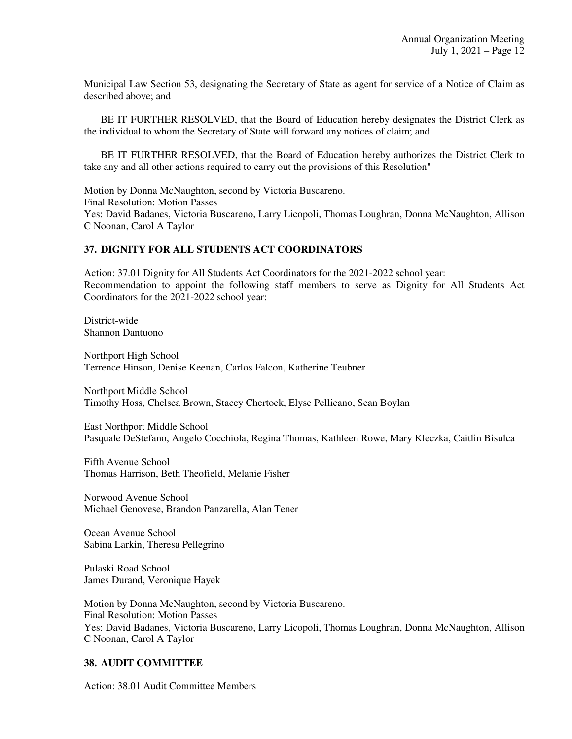Municipal Law Section 53, designating the Secretary of State as agent for service of a Notice of Claim as described above; and

BE IT FURTHER RESOLVED, that the Board of Education hereby designates the District Clerk as the individual to whom the Secretary of State will forward any notices of claim; and

BE IT FURTHER RESOLVED, that the Board of Education hereby authorizes the District Clerk to take any and all other actions required to carry out the provisions of this Resolution"

Motion by Donna McNaughton, second by Victoria Buscareno.
Final Resolution: Motion Passes
Yes: David Badanes, Victoria Buscareno, Larry Licopoli, Thomas Loughran, Donna McNaughton, Allison C Noonan, Carol A Taylor

## 37. DIGNITY FOR ALL STUDENTS ACT COORDINATORS

Action: 37.01 Dignity for All Students Act Coordinators for the 2021-2022 school year:
Recommendation to appoint the following staff members to serve as Dignity for All Students Act Coordinators for the 2021-2022 school year:

District-wide
Shannon Dantuono

Northport High School
Terrence Hinson, Denise Keenan, Carlos Falcon, Katherine Teubner

Northport Middle School
Timothy Hoss, Chelsea Brown, Stacey Chertock, Elyse Pellicano, Sean Boylan

East Northport Middle School
Pasquale DeStefano, Angelo Cocchiola, Regina Thomas, Kathleen Rowe, Mary Kleczka, Caitlin Bisulca

Fifth Avenue School
Thomas Harrison, Beth Theofield, Melanie Fisher

Norwood Avenue School
Michael Genovese, Brandon Panzarella, Alan Tener

Ocean Avenue School
Sabina Larkin, Theresa Pellegrino

Pulaski Road School
James Durand, Veronique Hayek

Motion by Donna McNaughton, second by Victoria Buscareno.
Final Resolution: Motion Passes
Yes: David Badanes, Victoria Buscareno, Larry Licopoli, Thomas Loughran, Donna McNaughton, Allison C Noonan, Carol A Taylor

## 38. AUDIT COMMITTEE

Action: 38.01 Audit Committee Members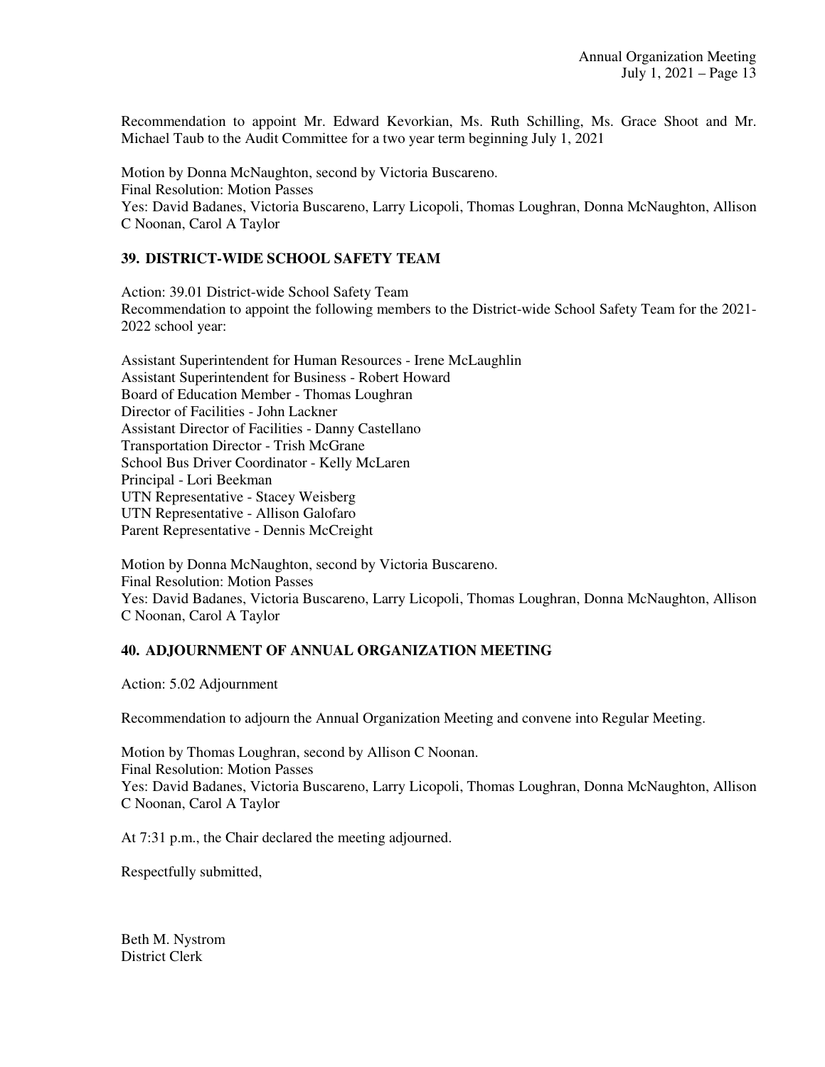Recommendation to appoint Mr. Edward Kevorkian, Ms. Ruth Schilling, Ms. Grace Shoot and Mr. Michael Taub to the Audit Committee for a two year term beginning July 1, 2021

Motion by Donna McNaughton, second by Victoria Buscareno.
Final Resolution: Motion Passes
Yes: David Badanes, Victoria Buscareno, Larry Licopoli, Thomas Loughran, Donna McNaughton, Allison C Noonan, Carol A Taylor

## 39. DISTRICT-WIDE SCHOOL SAFETY TEAM

Action: 39.01 District-wide School Safety Team
Recommendation to appoint the following members to the District-wide School Safety Team for the 2021-2022 school year:

Assistant Superintendent for Human Resources - Irene McLaughlin
Assistant Superintendent for Business - Robert Howard
Board of Education Member - Thomas Loughran
Director of Facilities - John Lackner
Assistant Director of Facilities - Danny Castellano
Transportation Director - Trish McGrane
School Bus Driver Coordinator - Kelly McLaren
Principal - Lori Beekman
UTN Representative - Stacey Weisberg
UTN Representative - Allison Galofaro
Parent Representative - Dennis McCreight

Motion by Donna McNaughton, second by Victoria Buscareno.
Final Resolution: Motion Passes
Yes: David Badanes, Victoria Buscareno, Larry Licopoli, Thomas Loughran, Donna McNaughton, Allison C Noonan, Carol A Taylor

## 40. ADJOURNMENT OF ANNUAL ORGANIZATION MEETING

Action: 5.02 Adjournment

Recommendation to adjourn the Annual Organization Meeting and convene into Regular Meeting.

Motion by Thomas Loughran, second by Allison C Noonan.
Final Resolution: Motion Passes
Yes: David Badanes, Victoria Buscareno, Larry Licopoli, Thomas Loughran, Donna McNaughton, Allison C Noonan, Carol A Taylor

At 7:31 p.m., the Chair declared the meeting adjourned.

Respectfully submitted,

Beth M. Nystrom
District Clerk